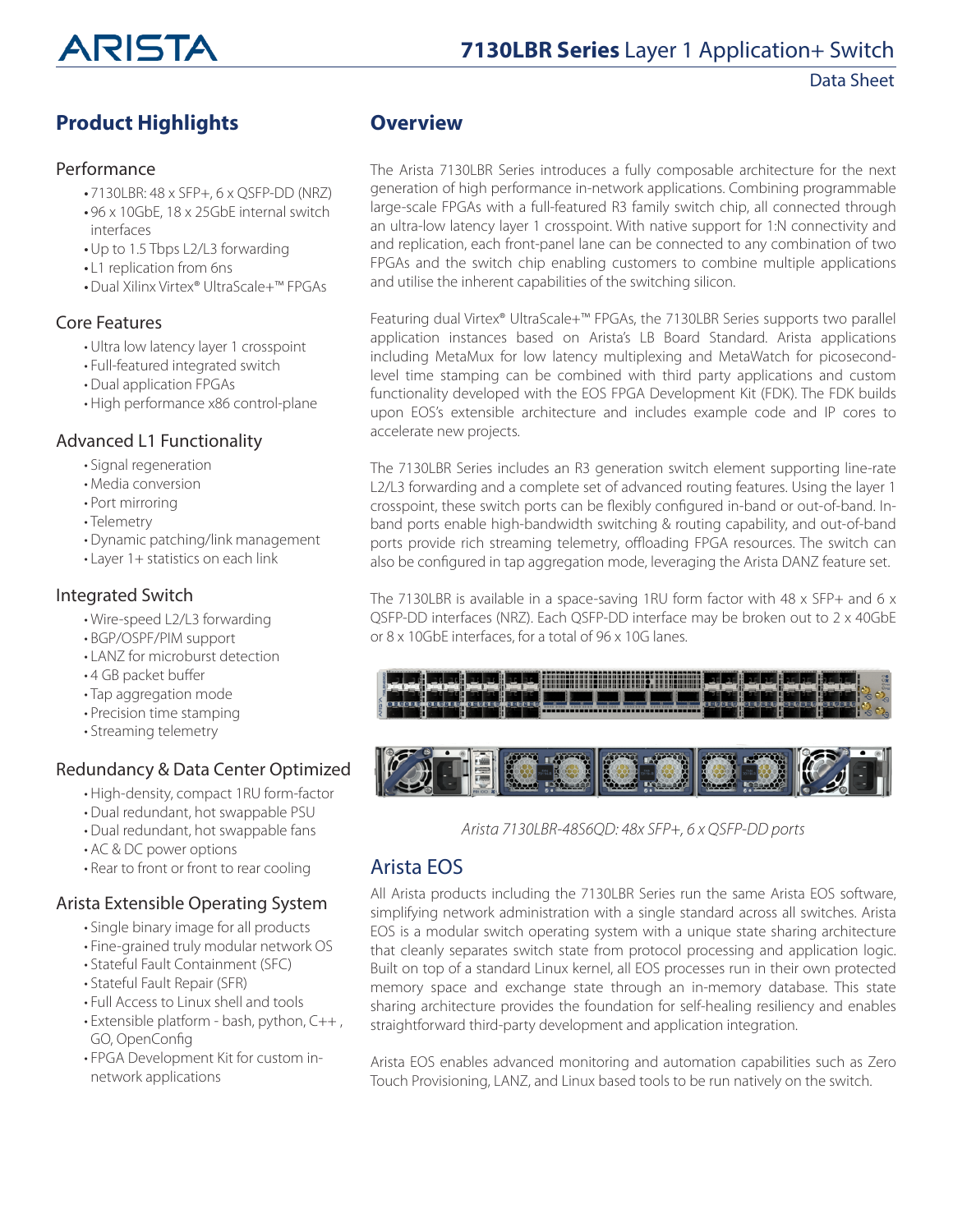# 7130LBR Series Layer 1 Application+ Switch

Data Sheet

## Product Highlights

### Performance

- 7130LBR: 48 x SFP+, 6 x QSFP-DD (NRZ)
- 96 x 10GbE, 18 x 25GbE internal switch interfaces
- Up to 1.5 Tbps L2/L3 forwarding
- L1 replication from 6ns
- Dual Xilinx Virtex® UltraScale+™ FPGAs

### Core Features

- Ultra low latency layer 1 crosspoint
- Full-featured integrated switch
- Dual application FPGAs
- High performance x86 control-plane

### Advanced L1 Functionality

- Signal regeneration
- Media conversion
- Port mirroring
- Telemetry
- Dynamic patching/link management
- Layer 1+ statistics on each link

### Integrated Switch

- Wire-speed L2/L3 forwarding
- BGP/OSPF/PIM support
- LANZ for microburst detection
- 4 GB packet buffer
- Tap aggregation mode
- Precision time stamping
- Streaming telemetry

### Redundancy & Data Center Optimized

- High-density, compact 1RU form-factor
- Dual redundant, hot swappable PSU
- Dual redundant, hot swappable fans
- AC & DC power options
- Rear to front or front to rear cooling

### Arista Extensible Operating System

- Single binary image for all products
- Fine-grained truly modular network OS
- Stateful Fault Containment (SFC)
- Stateful Fault Repair (SFR)
- Full Access to Linux shell and tools
- Extensible platform - bash, python, C++ , GO, OpenConfig
- FPGA Development Kit for custom in-network applications

## Overview

The Arista 7130LBR Series introduces a fully composable architecture for the next generation of high performance in-network applications. Combining programmable large-scale FPGAs with a full-featured R3 family switch chip, all connected through an ultra-low latency layer 1 crosspoint. With native support for 1:N connectivity and and replication, each front-panel lane can be connected to any combination of two FPGAs and the switch chip enabling customers to combine multiple applications and utilise the inherent capabilities of the switching silicon.

Featuring dual Virtex® UltraScale+™ FPGAs, the 7130LBR Series supports two parallel application instances based on Arista's LB Board Standard. Arista applications including MetaMux for low latency multiplexing and MetaWatch for picosecond-level time stamping can be combined with third party applications and custom functionality developed with the EOS FPGA Development Kit (FDK). The FDK builds upon EOS's extensible architecture and includes example code and IP cores to accelerate new projects.

The 7130LBR Series includes an R3 generation switch element supporting line-rate L2/L3 forwarding and a complete set of advanced routing features. Using the layer 1 crosspoint, these switch ports can be flexibly configured in-band or out-of-band. In-band ports enable high-bandwidth switching & routing capability, and out-of-band ports provide rich streaming telemetry, offloading FPGA resources. The switch can also be configured in tap aggregation mode, leveraging the Arista DANZ feature set.

The 7130LBR is available in a space-saving 1RU form factor with 48 x SFP+ and 6 x QSFP-DD interfaces (NRZ). Each QSFP-DD interface may be broken out to 2 x 40GbE or 8 x 10GbE interfaces, for a total of 96 x 10G lanes.

*Arista 7130LBR-48S6QD: 48x SFP+, 6 x QSFP-DD ports*

## Arista EOS

All Arista products including the 7130LBR Series run the same Arista EOS software, simplifying network administration with a single standard across all switches. Arista EOS is a modular switch operating system with a unique state sharing architecture that cleanly separates switch state from protocol processing and application logic. Built on top of a standard Linux kernel, all EOS processes run in their own protected memory space and exchange state through an in-memory database. This state sharing architecture provides the foundation for self-healing resiliency and enables straightforward third-party development and application integration.

Arista EOS enables advanced monitoring and automation capabilities such as Zero Touch Provisioning, LANZ, and Linux based tools to be run natively on the switch.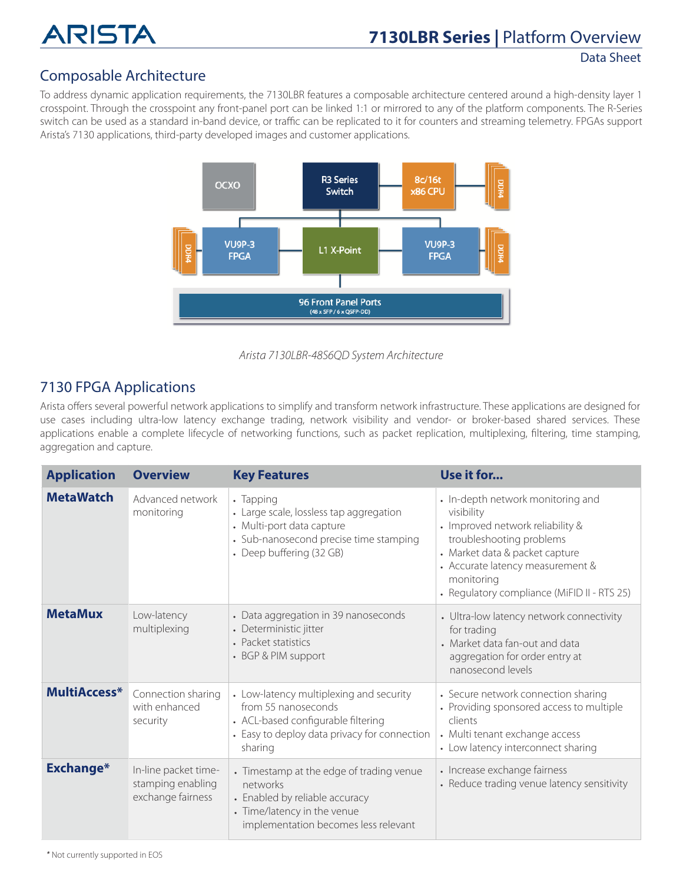## Composable Architecture

To address dynamic application requirements, the 7130LBR features a composable architecture centered around a high-density layer 1 crosspoint. Through the crosspoint any front-panel port can be linked 1:1 or mirrored to any of the platform components. The R-Series switch can be used as a standard in-band device, or traffic can be replicated to it for counters and streaming telemetry. FPGAs support Arista's 7130 applications, third-party developed images and customer applications.

*Arista 7130LBR-48S6QD System Architecture*

## 7130 FPGA Applications

Arista offers several powerful network applications to simplify and transform network infrastructure. These applications are designed for use cases including ultra-low latency exchange trading, network visibility and vendor- or broker-based shared services. These applications enable a complete lifecycle of networking functions, such as packet replication, multiplexing, filtering, time stamping, aggregation and capture.

| Application | Overview | Key Features | Use it for... |
|---|---|---|---|
| **MetaWatch** | Advanced network monitoring | • Tapping<br>• Large scale, lossless tap aggregation<br>• Multi-port data capture<br>• Sub-nanosecond precise time stamping<br>• Deep buffering (32 GB) | • In-depth network monitoring and visibility<br>• Improved network reliability & troubleshooting problems<br>• Market data & packet capture<br>• Accurate latency measurement & monitoring<br>• Regulatory compliance (MiFID II - RTS 25) |
| **MetaMux** | Low-latency multiplexing | • Data aggregation in 39 nanoseconds<br>• Deterministic jitter<br>• Packet statistics<br>• BGP & PIM support | • Ultra-low latency network connectivity for trading<br>• Market data fan-out and data aggregation for order entry at nanosecond levels |
| **MultiAccess*** | Connection sharing with enhanced security | • Low-latency multiplexing and security from 55 nanoseconds<br>• ACL-based configurable filtering<br>• Easy to deploy data privacy for connection sharing | • Secure network connection sharing<br>• Providing sponsored access to multiple clients<br>• Multi tenant exchange access<br>• Low latency interconnect sharing |
| **Exchange*** | In-line packet time-stamping enabling exchange fairness | • Timestamp at the edge of trading venue networks<br>• Enabled by reliable accuracy<br>• Time/latency in the venue implementation becomes less relevant | • Increase exchange fairness<br>• Reduce trading venue latency sensitivity |

\* Not currently supported in EOS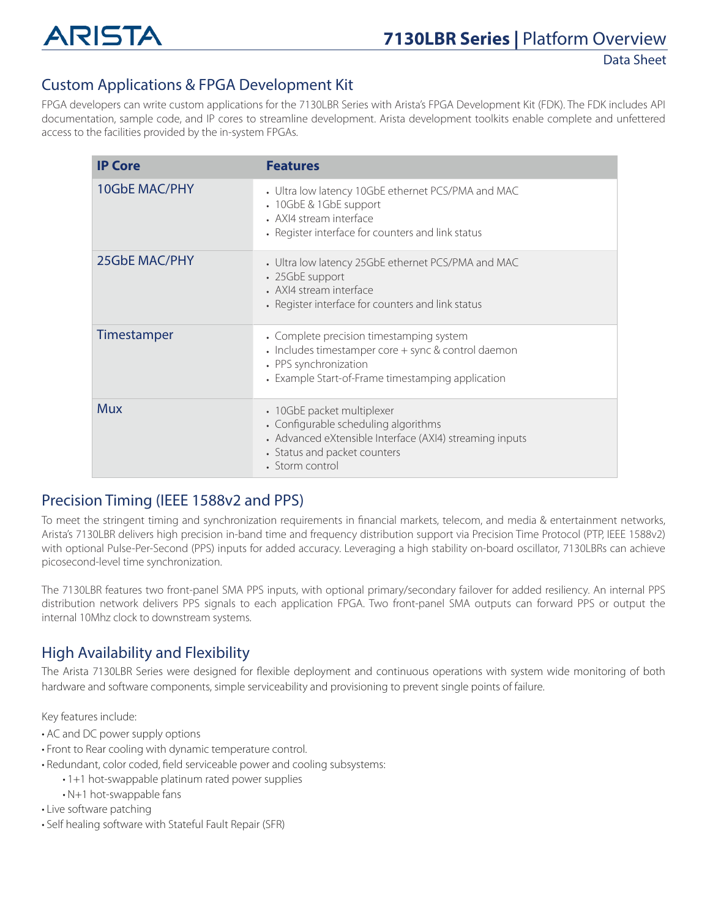## Custom Applications & FPGA Development Kit

FPGA developers can write custom applications for the 7130LBR Series with Arista's FPGA Development Kit (FDK). The FDK includes API documentation, sample code, and IP cores to streamline development. Arista development toolkits enable complete and unfettered access to the facilities provided by the in-system FPGAs.

| IP Core | Features |
| --- | --- |
| 10GbE MAC/PHY | • Ultra low latency 10GbE ethernet PCS/PMA and MAC<br>• 10GbE & 1GbE support<br>• AXI4 stream interface<br>• Register interface for counters and link status |
| 25GbE MAC/PHY | • Ultra low latency 25GbE ethernet PCS/PMA and MAC<br>• 25GbE support<br>• AXI4 stream interface<br>• Register interface for counters and link status |
| Timestamper | • Complete precision timestamping system<br>• Includes timestamper core + sync & control daemon<br>• PPS synchronization<br>• Example Start-of-Frame timestamping application |
| Mux | • 10GbE packet multiplexer<br>• Configurable scheduling algorithms<br>• Advanced eXtensible Interface (AXI4) streaming inputs<br>• Status and packet counters<br>• Storm control |

## Precision Timing (IEEE 1588v2 and PPS)

To meet the stringent timing and synchronization requirements in financial markets, telecom, and media & entertainment networks, Arista's 7130LBR delivers high precision in-band time and frequency distribution support via Precision Time Protocol (PTP, IEEE 1588v2) with optional Pulse-Per-Second (PPS) inputs for added accuracy. Leveraging a high stability on-board oscillator, 7130LBRs can achieve picosecond-level time synchronization.

The 7130LBR features two front-panel SMA PPS inputs, with optional primary/secondary failover for added resiliency. An internal PPS distribution network delivers PPS signals to each application FPGA. Two front-panel SMA outputs can forward PPS or output the internal 10Mhz clock to downstream systems.

## High Availability and Flexibility

The Arista 7130LBR Series were designed for flexible deployment and continuous operations with system wide monitoring of both hardware and software components, simple serviceability and provisioning to prevent single points of failure.

Key features include:

- AC and DC power supply options
- Front to Rear cooling with dynamic temperature control.
- Redundant, color coded, field serviceable power and cooling subsystems:
  - 1+1 hot-swappable platinum rated power supplies
  - N+1 hot-swappable fans
- Live software patching
- Self healing software with Stateful Fault Repair (SFR)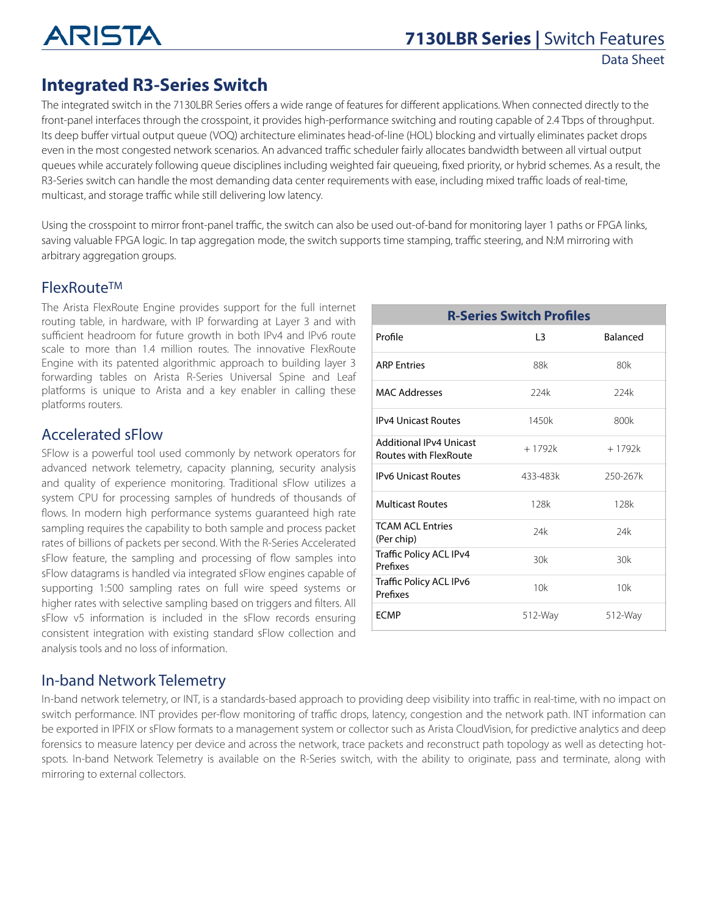## Integrated R3-Series Switch

The integrated switch in the 7130LBR Series offers a wide range of features for different applications. When connected directly to the front-panel interfaces through the crosspoint, it provides high-performance switching and routing capable of 2.4 Tbps of throughput. Its deep buffer virtual output queue (VOQ) architecture eliminates head-of-line (HOL) blocking and virtually eliminates packet drops even in the most congested network scenarios. An advanced traffic scheduler fairly allocates bandwidth between all virtual output queues while accurately following queue disciplines including weighted fair queueing, fixed priority, or hybrid schemes. As a result, the R3-Series switch can handle the most demanding data center requirements with ease, including mixed traffic loads of real-time, multicast, and storage traffic while still delivering low latency.

Using the crosspoint to mirror front-panel traffic, the switch can also be used out-of-band for monitoring layer 1 paths or FPGA links, saving valuable FPGA logic. In tap aggregation mode, the switch supports time stamping, traffic steering, and N:M mirroring with arbitrary aggregation groups.

### FlexRoute™

The Arista FlexRoute Engine provides support for the full internet routing table, in hardware, with IP forwarding at Layer 3 and with sufficient headroom for future growth in both IPv4 and IPv6 route scale to more than 1.4 million routes. The innovative FlexRoute Engine with its patented algorithmic approach to building layer 3 forwarding tables on Arista R-Series Universal Spine and Leaf platforms is unique to Arista and a key enabler in calling these platforms routers.

| R-Series Switch Profiles | | |
|---|---|---|
| Profile | L3 | Balanced |
| ARP Entries | 88k | 80k |
| MAC Addresses | 224k | 224k |
| IPv4 Unicast Routes | 1450k | 800k |
| Additional IPv4 Unicast Routes with FlexRoute | + 1792k | + 1792k |
| IPv6 Unicast Routes | 433-483k | 250-267k |
| Multicast Routes | 128k | 128k |
| TCAM ACL Entries (Per chip) | 24k | 24k |
| Traffic Policy ACL IPv4 Prefixes | 30k | 30k |
| Traffic Policy ACL IPv6 Prefixes | 10k | 10k |
| ECMP | 512-Way | 512-Way |

### Accelerated sFlow

SFlow is a powerful tool used commonly by network operators for advanced network telemetry, capacity planning, security analysis and quality of experience monitoring. Traditional sFlow utilizes a system CPU for processing samples of hundreds of thousands of flows. In modern high performance systems guaranteed high rate sampling requires the capability to both sample and process packet rates of billions of packets per second. With the R-Series Accelerated sFlow feature, the sampling and processing of flow samples into sFlow datagrams is handled via integrated sFlow engines capable of supporting 1:500 sampling rates on full wire speed systems or higher rates with selective sampling based on triggers and filters. All sFlow v5 information is included in the sFlow records ensuring consistent integration with existing standard sFlow collection and analysis tools and no loss of information.

### In-band Network Telemetry

In-band network telemetry, or INT, is a standards-based approach to providing deep visibility into traffic in real-time, with no impact on switch performance. INT provides per-flow monitoring of traffic drops, latency, congestion and the network path. INT information can be exported in IPFIX or sFlow formats to a management system or collector such as Arista CloudVision, for predictive analytics and deep forensics to measure latency per device and across the network, trace packets and reconstruct path topology as well as detecting hot-spots. In-band Network Telemetry is available on the R-Series switch, with the ability to originate, pass and terminate, along with mirroring to external collectors.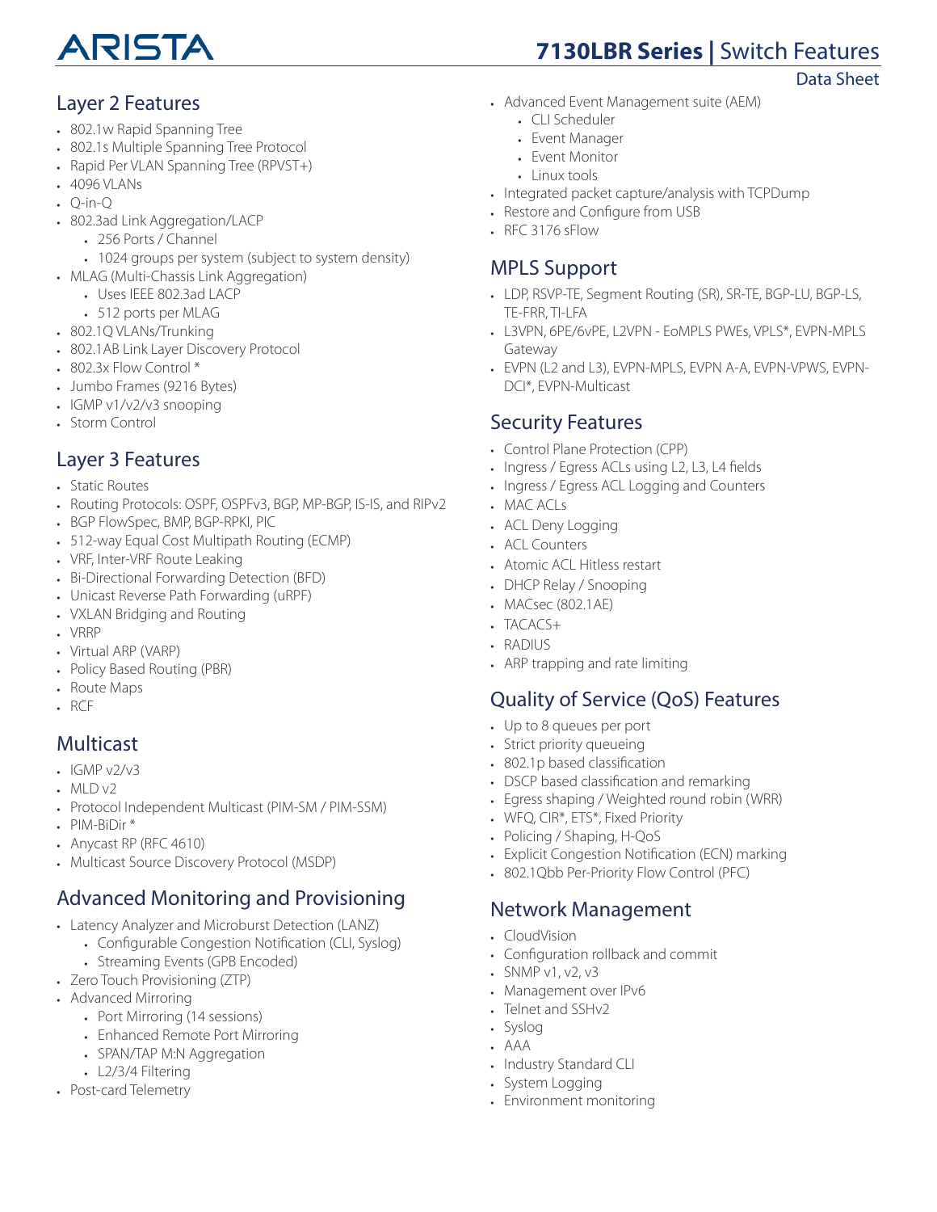# 7130LBR Series | Switch Features

## Layer 2 Features

- 802.1w Rapid Spanning Tree
- 802.1s Multiple Spanning Tree Protocol
- Rapid Per VLAN Spanning Tree (RPVST+)
- 4096 VLANs
- Q-in-Q
- 802.3ad Link Aggregation/LACP
  - 256 Ports / Channel
  - 1024 groups per system (subject to system density)
- MLAG (Multi-Chassis Link Aggregation)
  - Uses IEEE 802.3ad LACP
  - 512 ports per MLAG
- 802.1Q VLANs/Trunking
- 802.1AB Link Layer Discovery Protocol
- 802.3x Flow Control *
- Jumbo Frames (9216 Bytes)
- IGMP v1/v2/v3 snooping
- Storm Control

## Layer 3 Features

- Static Routes
- Routing Protocols: OSPF, OSPFv3, BGP, MP-BGP, IS-IS, and RIPv2
- BGP FlowSpec, BMP, BGP-RPKI, PIC
- 512-way Equal Cost Multipath Routing (ECMP)
- VRF, Inter-VRF Route Leaking
- Bi-Directional Forwarding Detection (BFD)
- Unicast Reverse Path Forwarding (uRPF)
- VXLAN Bridging and Routing
- VRRP
- Virtual ARP (VARP)
- Policy Based Routing (PBR)
- Route Maps
- RCF

## Multicast

- IGMP v2/v3
- MLD v2
- Protocol Independent Multicast (PIM-SM / PIM-SSM)
- PIM-BiDir *
- Anycast RP (RFC 4610)
- Multicast Source Discovery Protocol (MSDP)

## Advanced Monitoring and Provisioning

- Latency Analyzer and Microburst Detection (LANZ)
  - Configurable Congestion Notification (CLI, Syslog)
  - Streaming Events (GPB Encoded)
- Zero Touch Provisioning (ZTP)
- Advanced Mirroring
  - Port Mirroring (14 sessions)
  - Enhanced Remote Port Mirroring
  - SPAN/TAP M:N Aggregation
  - L2/3/4 Filtering
- Post-card Telemetry
- Advanced Event Management suite (AEM)
  - CLI Scheduler
  - Event Manager
  - Event Monitor
  - Linux tools
- Integrated packet capture/analysis with TCPDump
- Restore and Configure from USB
- RFC 3176 sFlow

## MPLS Support

- LDP, RSVP-TE, Segment Routing (SR), SR-TE, BGP-LU, BGP-LS, TE-FRR, TI-LFA
- L3VPN, 6PE/6vPE, L2VPN - EoMPLS PWEs, VPLS*, EVPN-MPLS Gateway
- EVPN (L2 and L3), EVPN-MPLS, EVPN A-A, EVPN-VPWS, EVPN-DCI*, EVPN-Multicast

## Security Features

- Control Plane Protection (CPP)
- Ingress / Egress ACLs using L2, L3, L4 fields
- Ingress / Egress ACL Logging and Counters
- MAC ACLs
- ACL Deny Logging
- ACL Counters
- Atomic ACL Hitless restart
- DHCP Relay / Snooping
- MACsec (802.1AE)
- TACACS+
- RADIUS
- ARP trapping and rate limiting

## Quality of Service (QoS) Features

- Up to 8 queues per port
- Strict priority queueing
- 802.1p based classification
- DSCP based classification and remarking
- Egress shaping / Weighted round robin (WRR)
- WFQ, CIR*, ETS*, Fixed Priority
- Policing / Shaping, H-QoS
- Explicit Congestion Notification (ECN) marking
- 802.1Qbb Per-Priority Flow Control (PFC)

## Network Management

- CloudVision
- Configuration rollback and commit
- SNMP v1, v2, v3
- Management over IPv6
- Telnet and SSHv2
- Syslog
- AAA
- Industry Standard CLI
- System Logging
- Environment monitoring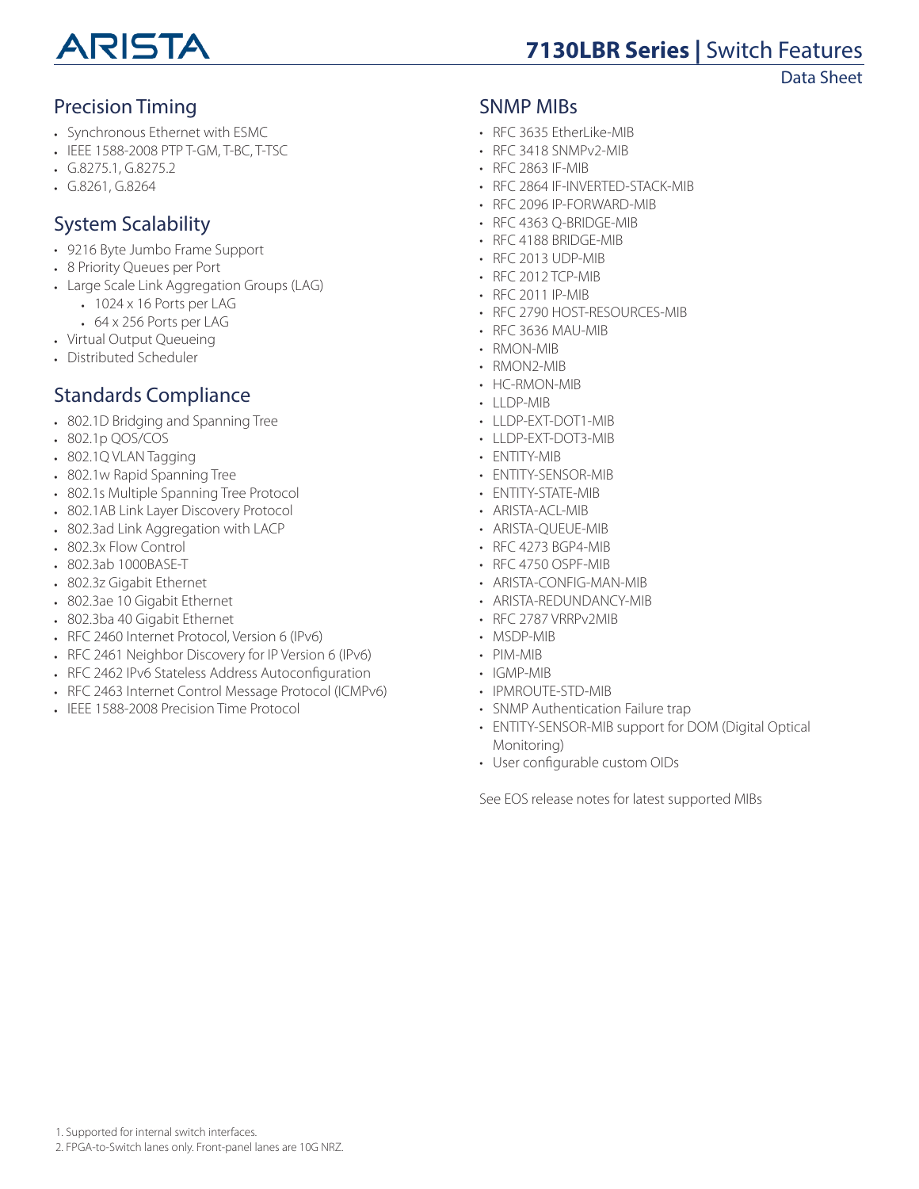## Precision Timing

- Synchronous Ethernet with ESMC
- IEEE 1588-2008 PTP T-GM, T-BC, T-TSC
- G.8275.1, G.8275.2
- G.8261, G.8264

## System Scalability

- 9216 Byte Jumbo Frame Support
- 8 Priority Queues per Port
- Large Scale Link Aggregation Groups (LAG)
    - 1024 x 16 Ports per LAG
    - 64 x 256 Ports per LAG
- Virtual Output Queueing
- Distributed Scheduler

## Standards Compliance

- 802.1D Bridging and Spanning Tree
- 802.1p QOS/COS
- 802.1Q VLAN Tagging
- 802.1w Rapid Spanning Tree
- 802.1s Multiple Spanning Tree Protocol
- 802.1AB Link Layer Discovery Protocol
- 802.3ad Link Aggregation with LACP
- 802.3x Flow Control
- 802.3ab 1000BASE-T
- 802.3z Gigabit Ethernet
- 802.3ae 10 Gigabit Ethernet
- 802.3ba 40 Gigabit Ethernet
- RFC 2460 Internet Protocol, Version 6 (IPv6)
- RFC 2461 Neighbor Discovery for IP Version 6 (IPv6)
- RFC 2462 IPv6 Stateless Address Autoconfiguration
- RFC 2463 Internet Control Message Protocol (ICMPv6)
- IEEE 1588-2008 Precision Time Protocol

## SNMP MIBs

- RFC 3635 EtherLike-MIB
- RFC 3418 SNMPv2-MIB
- RFC 2863 IF-MIB
- RFC 2864 IF-INVERTED-STACK-MIB
- RFC 2096 IP-FORWARD-MIB
- RFC 4363 Q-BRIDGE-MIB
- RFC 4188 BRIDGE-MIB
- RFC 2013 UDP-MIB
- RFC 2012 TCP-MIB
- RFC 2011 IP-MIB
- RFC 2790 HOST-RESOURCES-MIB
- RFC 3636 MAU-MIB
- RMON-MIB
- RMON2-MIB
- HC-RMON-MIB
- LLDP-MIB
- LLDP-EXT-DOT1-MIB
- LLDP-EXT-DOT3-MIB
- ENTITY-MIB
- ENTITY-SENSOR-MIB
- ENTITY-STATE-MIB
- ARISTA-ACL-MIB
- ARISTA-QUEUE-MIB
- RFC 4273 BGP4-MIB
- RFC 4750 OSPF-MIB
- ARISTA-CONFIG-MAN-MIB
- ARISTA-REDUNDANCY-MIB
- RFC 2787 VRRPv2MIB
- MSDP-MIB
- PIM-MIB
- IGMP-MIB
- IPMROUTE-STD-MIB
- SNMP Authentication Failure trap
- ENTITY-SENSOR-MIB support for DOM (Digital Optical Monitoring)
- User configurable custom OIDs

See EOS release notes for latest supported MIBs

1. Supported for internal switch interfaces.
2. FPGA-to-Switch lanes only. Front-panel lanes are 10G NRZ.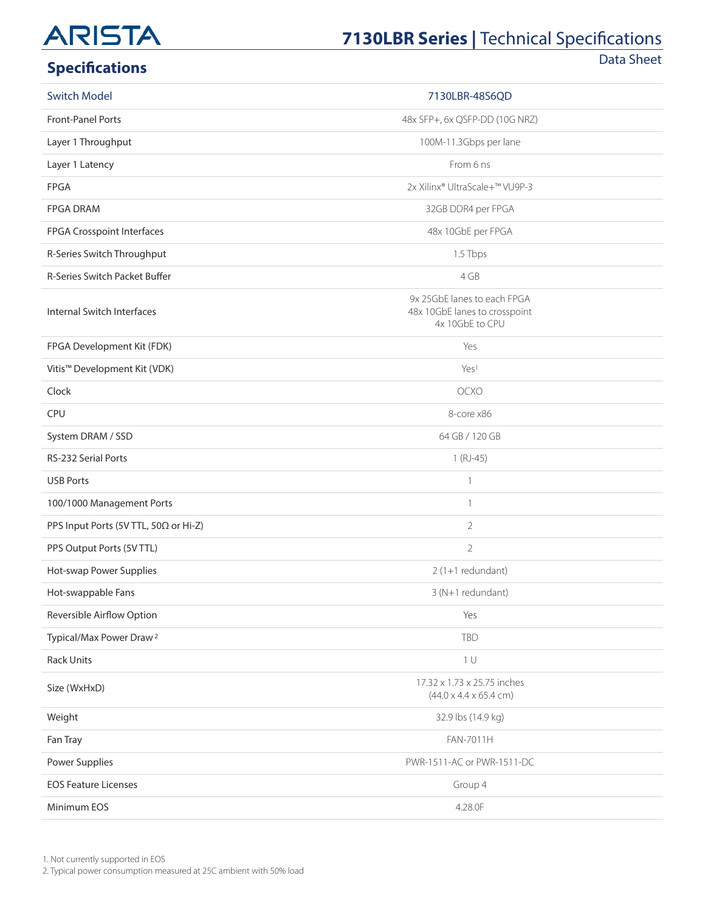## Specifications

| Switch Model | 7130LBR-48S6QD |
| --- | --- |
| Front-Panel Ports | 48x SFP+, 6x QSFP-DD (10G NRZ) |
| Layer 1 Throughput | 100M-11.3Gbps per lane |
| Layer 1 Latency | From 6 ns |
| FPGA | 2x Xilinx® UltraScale+™ VU9P-3 |
| FPGA DRAM | 32GB DDR4 per FPGA |
| FPGA Crosspoint Interfaces | 48x 10GbE per FPGA |
| R-Series Switch Throughput | 1.5 Tbps |
| R-Series Switch Packet Buffer | 4 GB |
| Internal Switch Interfaces | 9x 25GbE lanes to each FPGA<br>48x 10GbE lanes to crosspoint<br>4x 10GbE to CPU |
| FPGA Development Kit (FDK) | Yes |
| Vitis™ Development Kit (VDK) | Yes[1] |
| Clock | OCXO |
| CPU | 8-core x86 |
| System DRAM / SSD | 64 GB / 120 GB |
| RS-232 Serial Ports | 1 (RJ-45) |
| USB Ports | 1 |
| 100/1000 Management Ports | 1 |
| PPS Input Ports (5V TTL, 50Ω or Hi-Z) | 2 |
| PPS Output Ports (5V TTL) | 2 |
| Hot-swap Power Supplies | 2 (1+1 redundant) |
| Hot-swappable Fans | 3 (N+1 redundant) |
| Reversible Airflow Option | Yes |
| Typical/Max Power Draw[2] | TBD |
| Rack Units | 1 U |
| Size (WxHxD) | 17.32 x 1.73 x 25.75 inches<br>(44.0 x 4.4 x 65.4 cm) |
| Weight | 32.9 lbs (14.9 kg) |
| Fan Tray | FAN-7011H |
| Power Supplies | PWR-1511-AC or PWR-1511-DC |
| EOS Feature Licenses | Group 4 |
| Minimum EOS | 4.28.0F |

1. Not currently supported in EOS
2. Typical power consumption measured at 25C ambient with 50% load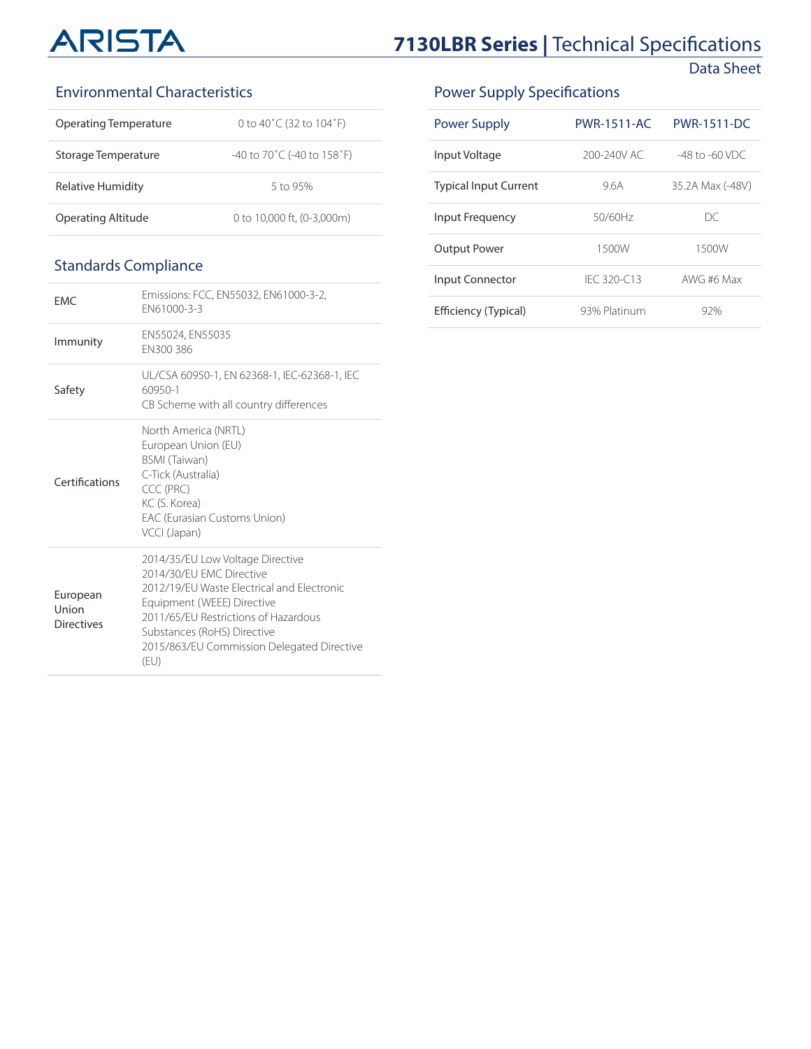## Environmental Characteristics

| | |
|---|---|
| Operating Temperature | 0 to 40˚C (32 to 104˚F) |
| Storage Temperature | -40 to 70˚C (-40 to 158˚F) |
| Relative Humidity | 5 to 95% |
| Operating Altitude | 0 to 10,000 ft, (0-3,000m) |

## Standards Compliance

| | |
|---|---|
| EMC | Emissions: FCC, EN55032, EN61000-3-2, EN61000-3-3 |
| Immunity | EN55024, EN55035<br>EN300 386 |
| Safety | UL/CSA 60950-1, EN 62368-1, IEC-62368-1, IEC 60950-1<br>CB Scheme with all country differences |
| Certifications | North America (NRTL)<br>European Union (EU)<br>BSMI (Taiwan)<br>C-Tick (Australia)<br>CCC (PRC)<br>KC (S. Korea)<br>EAC (Eurasian Customs Union)<br>VCCI (Japan) |
| European Union Directives | 2014/35/EU Low Voltage Directive<br>2014/30/EU EMC Directive<br>2012/19/EU Waste Electrical and Electronic Equipment (WEEE) Directive<br>2011/65/EU Restrictions of Hazardous Substances (RoHS) Directive<br>2015/863/EU Commission Delegated Directive (EU) |

## Power Supply Specifications

| Power Supply | PWR-1511-AC | PWR-1511-DC |
|---|---|---|
| Input Voltage | 200-240V AC | -48 to -60 VDC |
| Typical Input Current | 9.6A | 35.2A Max (-48V) |
| Input Frequency | 50/60Hz | DC |
| Output Power | 1500W | 1500W |
| Input Connector | IEC 320-C13 | AWG #6 Max |
| Efficiency (Typical) | 93% Platinum | 92% |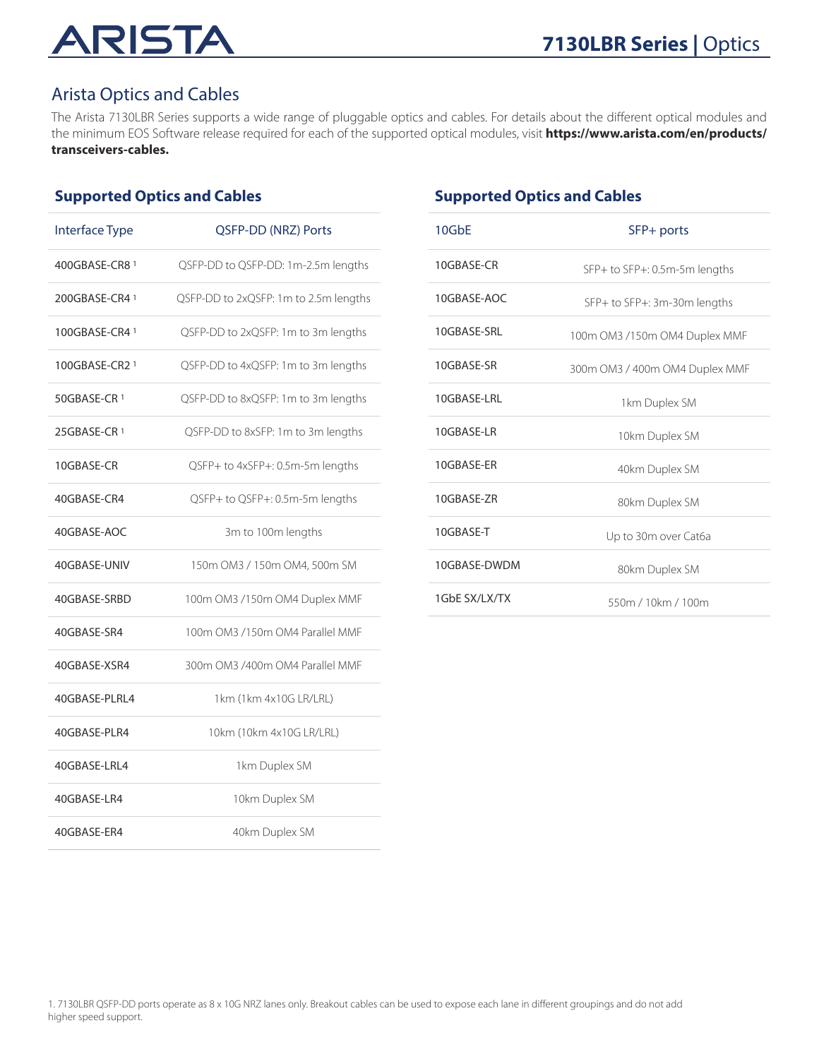## Arista Optics and Cables

The Arista 7130LBR Series supports a wide range of pluggable optics and cables. For details about the different optical modules and the minimum EOS Software release required for each of the supported optical modules, visit **https://www.arista.com/en/products/transceivers-cables.**

### Supported Optics and Cables

| Interface Type | QSFP-DD (NRZ) Ports |
|---|---|
| 400GBASE-CR8 [1] | QSFP-DD to QSFP-DD: 1m-2.5m lengths |
| 200GBASE-CR4 [1] | QSFP-DD to 2xQSFP: 1m to 2.5m lengths |
| 100GBASE-CR4 [1] | QSFP-DD to 2xQSFP: 1m to 3m lengths |
| 100GBASE-CR2 [1] | QSFP-DD to 4xQSFP: 1m to 3m lengths |
| 50GBASE-CR [1] | QSFP-DD to 8xQSFP: 1m to 3m lengths |
| 25GBASE-CR [1] | QSFP-DD to 8xSFP: 1m to 3m lengths |
| 10GBASE-CR | QSFP+ to 4xSFP+: 0.5m-5m lengths |
| 40GBASE-CR4 | QSFP+ to QSFP+: 0.5m-5m lengths |
| 40GBASE-AOC | 3m to 100m lengths |
| 40GBASE-UNIV | 150m OM3 / 150m OM4, 500m SM |
| 40GBASE-SRBD | 100m OM3 /150m OM4 Duplex MMF |
| 40GBASE-SR4 | 100m OM3 /150m OM4 Parallel MMF |
| 40GBASE-XSR4 | 300m OM3 /400m OM4 Parallel MMF |
| 40GBASE-PLRL4 | 1km (1km 4x10G LR/LRL) |
| 40GBASE-PLR4 | 10km (10km 4x10G LR/LRL) |
| 40GBASE-LRL4 | 1km Duplex SM |
| 40GBASE-LR4 | 10km Duplex SM |
| 40GBASE-ER4 | 40km Duplex SM |

### Supported Optics and Cables

| 10GbE | SFP+ ports |
|---|---|
| 10GBASE-CR | SFP+ to SFP+: 0.5m-5m lengths |
| 10GBASE-AOC | SFP+ to SFP+: 3m-30m lengths |
| 10GBASE-SRL | 100m OM3 /150m OM4 Duplex MMF |
| 10GBASE-SR | 300m OM3 / 400m OM4 Duplex MMF |
| 10GBASE-LRL | 1km Duplex SM |
| 10GBASE-LR | 10km Duplex SM |
| 10GBASE-ER | 40km Duplex SM |
| 10GBASE-ZR | 80km Duplex SM |
| 10GBASE-T | Up to 30m over Cat6a |
| 10GBASE-DWDM | 80km Duplex SM |
| 1GbE SX/LX/TX | 550m / 10km / 100m |

1. 7130LBR QSFP-DD ports operate as 8 x 10G NRZ lanes only. Breakout cables can be used to expose each lane in different groupings and do not add higher speed support.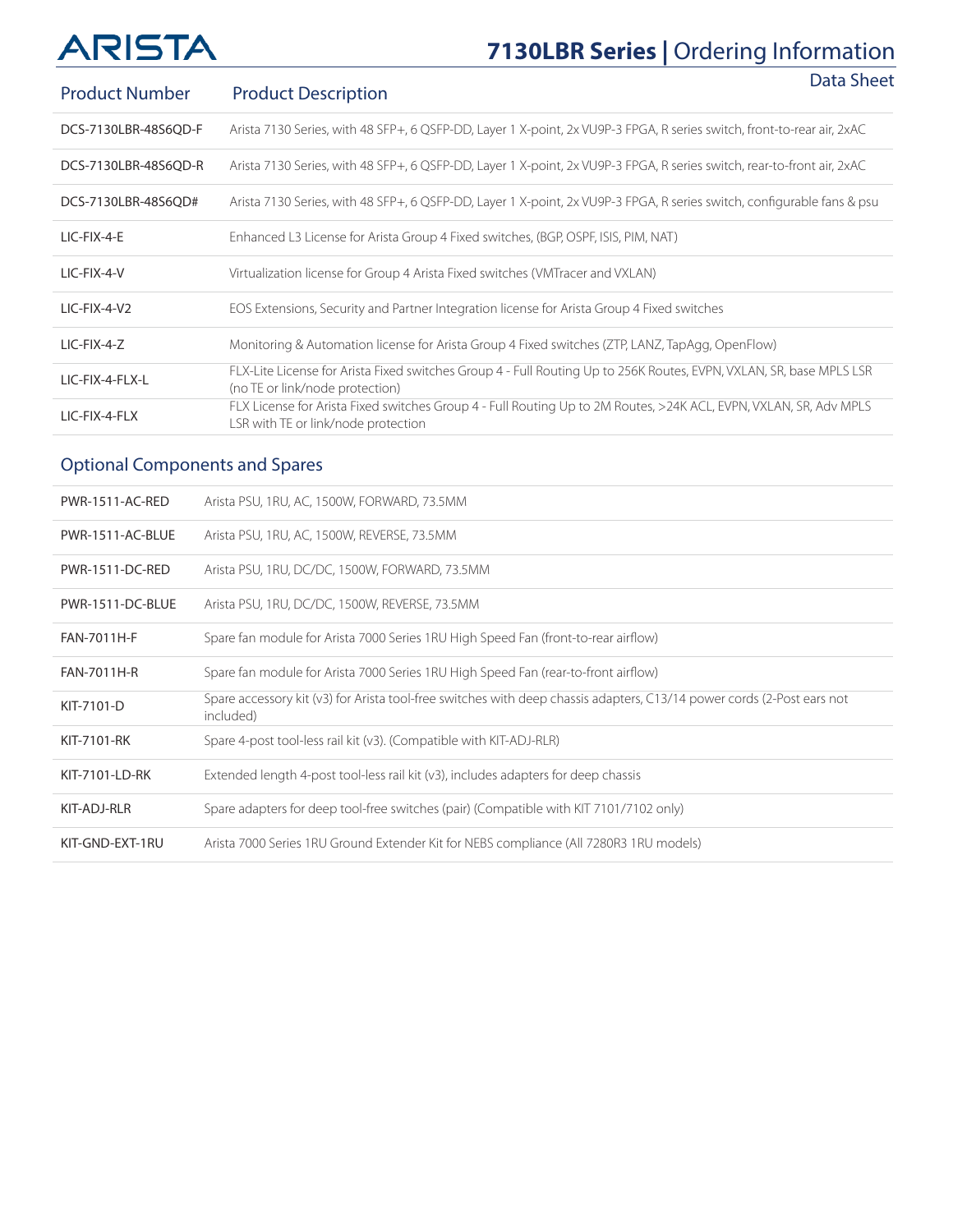| Product Number | Product Description |
|---|---|
| DCS-7130LBR-48S6QD-F | Arista 7130 Series, with 48 SFP+, 6 QSFP-DD, Layer 1 X-point, 2x VU9P-3 FPGA, R series switch, front-to-rear air, 2xAC |
| DCS-7130LBR-48S6QD-R | Arista 7130 Series, with 48 SFP+, 6 QSFP-DD, Layer 1 X-point, 2x VU9P-3 FPGA, R series switch, rear-to-front air, 2xAC |
| DCS-7130LBR-48S6QD# | Arista 7130 Series, with 48 SFP+, 6 QSFP-DD, Layer 1 X-point, 2x VU9P-3 FPGA, R series switch, configurable fans & psu |
| LIC-FIX-4-E | Enhanced L3 License for Arista Group 4 Fixed switches, (BGP, OSPF, ISIS, PIM, NAT) |
| LIC-FIX-4-V | Virtualization license for Group 4 Arista Fixed switches (VMTracer and VXLAN) |
| LIC-FIX-4-V2 | EOS Extensions, Security and Partner Integration license for Arista Group 4 Fixed switches |
| LIC-FIX-4-Z | Monitoring & Automation license for Arista Group 4 Fixed switches (ZTP, LANZ, TapAgg, OpenFlow) |
| LIC-FIX-4-FLX-L | FLX-Lite License for Arista Fixed switches Group 4 - Full Routing Up to 256K Routes, EVPN, VXLAN, SR, base MPLS LSR (no TE or link/node protection) |
| LIC-FIX-4-FLX | FLX License for Arista Fixed switches Group 4 - Full Routing Up to 2M Routes, >24K ACL, EVPN, VXLAN, SR, Adv MPLS LSR with TE or link/node protection |

## Optional Components and Spares

| | |
|---|---|
| PWR-1511-AC-RED | Arista PSU, 1RU, AC, 1500W, FORWARD, 73.5MM |
| PWR-1511-AC-BLUE | Arista PSU, 1RU, AC, 1500W, REVERSE, 73.5MM |
| PWR-1511-DC-RED | Arista PSU, 1RU, DC/DC, 1500W, FORWARD, 73.5MM |
| PWR-1511-DC-BLUE | Arista PSU, 1RU, DC/DC, 1500W, REVERSE, 73.5MM |
| FAN-7011H-F | Spare fan module for Arista 7000 Series 1RU High Speed Fan (front-to-rear airflow) |
| FAN-7011H-R | Spare fan module for Arista 7000 Series 1RU High Speed Fan (rear-to-front airflow) |
| KIT-7101-D | Spare accessory kit (v3) for Arista tool-free switches with deep chassis adapters, C13/14 power cords (2-Post ears not included) |
| KIT-7101-RK | Spare 4-post tool-less rail kit (v3). (Compatible with KIT-ADJ-RLR) |
| KIT-7101-LD-RK | Extended length 4-post tool-less rail kit (v3), includes adapters for deep chassis |
| KIT-ADJ-RLR | Spare adapters for deep tool-free switches (pair) (Compatible with KIT 7101/7102 only) |
| KIT-GND-EXT-1RU | Arista 7000 Series 1RU Ground Extender Kit for NEBS compliance (All 7280R3 1RU models) |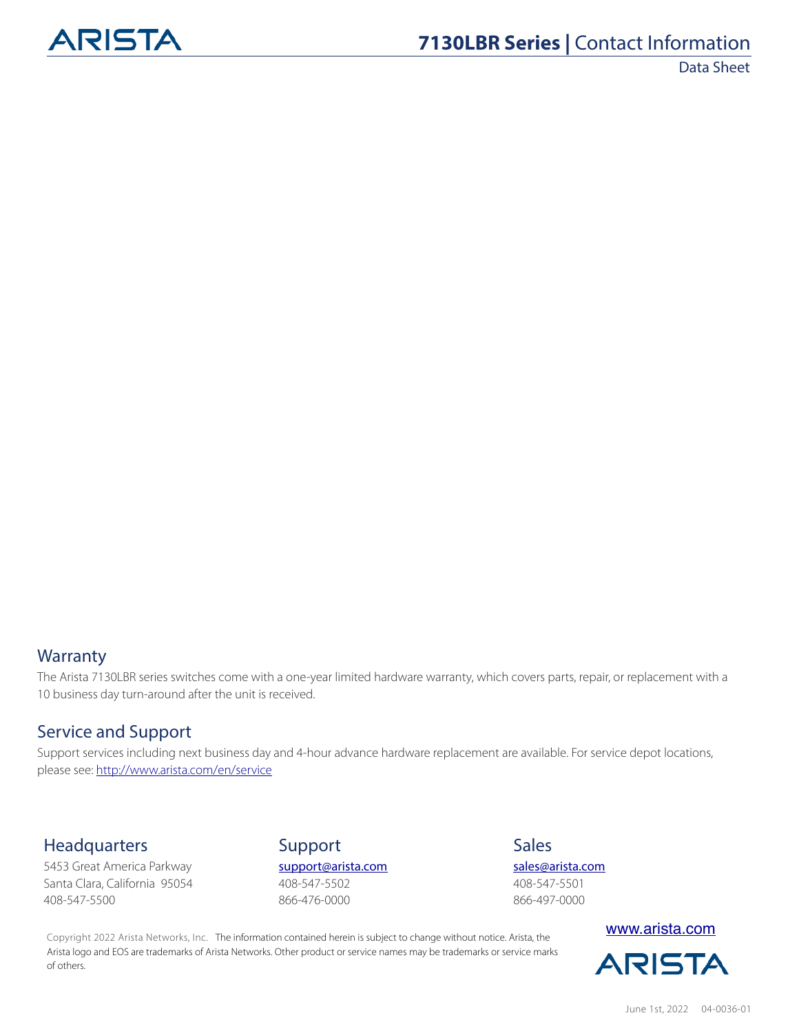## Warranty

The Arista 7130LBR series switches come with a one-year limited hardware warranty, which covers parts, repair, or replacement with a 10 business day turn-around after the unit is received.

## Service and Support

Support services including next business day and 4-hour advance hardware replacement are available. For service depot locations, please see: http://www.arista.com/en/service

### Headquarters

5453 Great America Parkway
Santa Clara, California 95054
408-547-5500

### Support

support@arista.com
408-547-5502
866-476-0000

### Sales

sales@arista.com
408-547-5501
866-497-0000

www.arista.com

Copyright 2022 Arista Networks, Inc. The information contained herein is subject to change without notice. Arista, the Arista logo and EOS are trademarks of Arista Networks. Other product or service names may be trademarks or service marks of others.

June 1st, 2022 04-0036-01